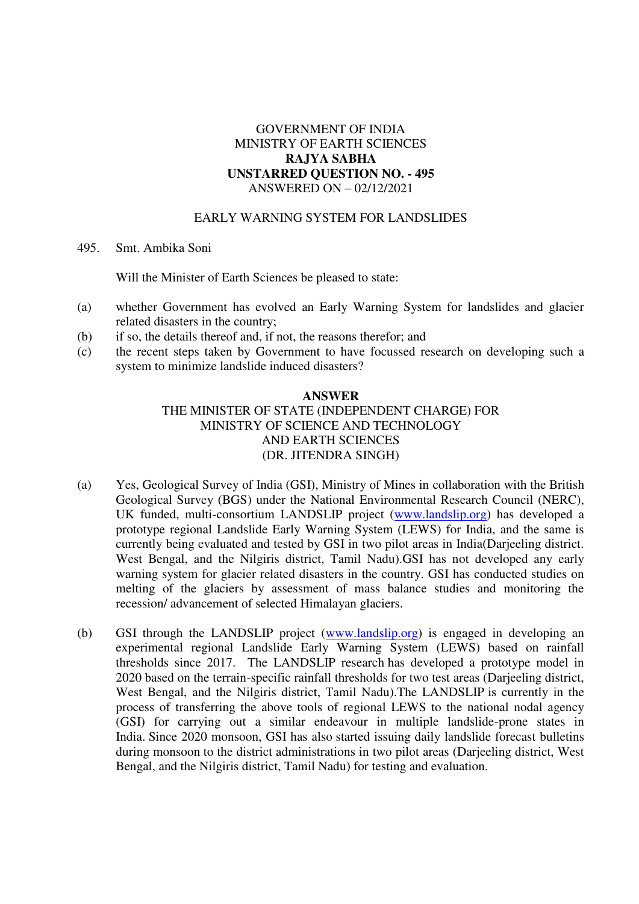GOVERNMENT OF INDIA
MINISTRY OF EARTH SCIENCES
**RAJYA SABHA**
**UNSTARRED QUESTION NO. - 495**
ANSWERED ON – 02/12/2021

EARLY WARNING SYSTEM FOR LANDSLIDES

495. Smt. Ambika Soni

Will the Minister of Earth Sciences be pleased to state:

(a) whether Government has evolved an Early Warning System for landslides and glacier related disasters in the country;
(b) if so, the details thereof and, if not, the reasons therefor; and
(c) the recent steps taken by Government to have focussed research on developing such a system to minimize landslide induced disasters?

**ANSWER**

THE MINISTER OF STATE (INDEPENDENT CHARGE) FOR
MINISTRY OF SCIENCE AND TECHNOLOGY
AND EARTH SCIENCES
(DR. JITENDRA SINGH)

(a) Yes, Geological Survey of India (GSI), Ministry of Mines in collaboration with the British Geological Survey (BGS) under the National Environmental Research Council (NERC), UK funded, multi-consortium LANDSLIP project (www.landslip.org) has developed a prototype regional Landslide Early Warning System (LEWS) for India, and the same is currently being evaluated and tested by GSI in two pilot areas in India(Darjeeling district. West Bengal, and the Nilgiris district, Tamil Nadu).GSI has not developed any early warning system for glacier related disasters in the country. GSI has conducted studies on melting of the glaciers by assessment of mass balance studies and monitoring the recession/ advancement of selected Himalayan glaciers.

(b) GSI through the LANDSLIP project (www.landslip.org) is engaged in developing an experimental regional Landslide Early Warning System (LEWS) based on rainfall thresholds since 2017. The LANDSLIP research has developed a prototype model in 2020 based on the terrain-specific rainfall thresholds for two test areas (Darjeeling district, West Bengal, and the Nilgiris district, Tamil Nadu).The LANDSLIP is currently in the process of transferring the above tools of regional LEWS to the national nodal agency (GSI) for carrying out a similar endeavour in multiple landslide-prone states in India. Since 2020 monsoon, GSI has also started issuing daily landslide forecast bulletins during monsoon to the district administrations in two pilot areas (Darjeeling district, West Bengal, and the Nilgiris district, Tamil Nadu) for testing and evaluation.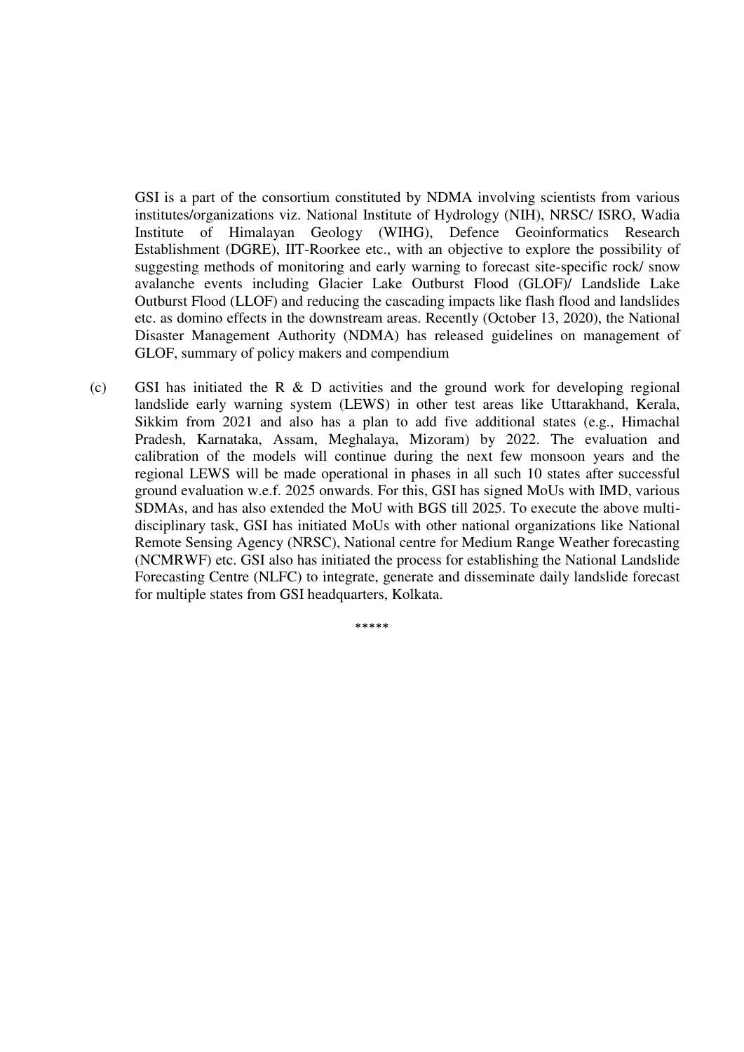GSI is a part of the consortium constituted by NDMA involving scientists from various institutes/organizations viz. National Institute of Hydrology (NIH), NRSC/ ISRO, Wadia Institute of Himalayan Geology (WIHG), Defence Geoinformatics Research Establishment (DGRE), IIT-Roorkee etc., with an objective to explore the possibility of suggesting methods of monitoring and early warning to forecast site-specific rock/ snow avalanche events including Glacier Lake Outburst Flood (GLOF)/ Landslide Lake Outburst Flood (LLOF) and reducing the cascading impacts like flash flood and landslides etc. as domino effects in the downstream areas. Recently (October 13, 2020), the National Disaster Management Authority (NDMA) has released guidelines on management of GLOF, summary of policy makers and compendium

(c) GSI has initiated the R & D activities and the ground work for developing regional landslide early warning system (LEWS) in other test areas like Uttarakhand, Kerala, Sikkim from 2021 and also has a plan to add five additional states (e.g., Himachal Pradesh, Karnataka, Assam, Meghalaya, Mizoram) by 2022. The evaluation and calibration of the models will continue during the next few monsoon years and the regional LEWS will be made operational in phases in all such 10 states after successful ground evaluation w.e.f. 2025 onwards. For this, GSI has signed MoUs with IMD, various SDMAs, and has also extended the MoU with BGS till 2025. To execute the above multi-disciplinary task, GSI has initiated MoUs with other national organizations like National Remote Sensing Agency (NRSC), National centre for Medium Range Weather forecasting (NCMRWF) etc. GSI also has initiated the process for establishing the National Landslide Forecasting Centre (NLFC) to integrate, generate and disseminate daily landslide forecast for multiple states from GSI headquarters, Kolkata.

*****